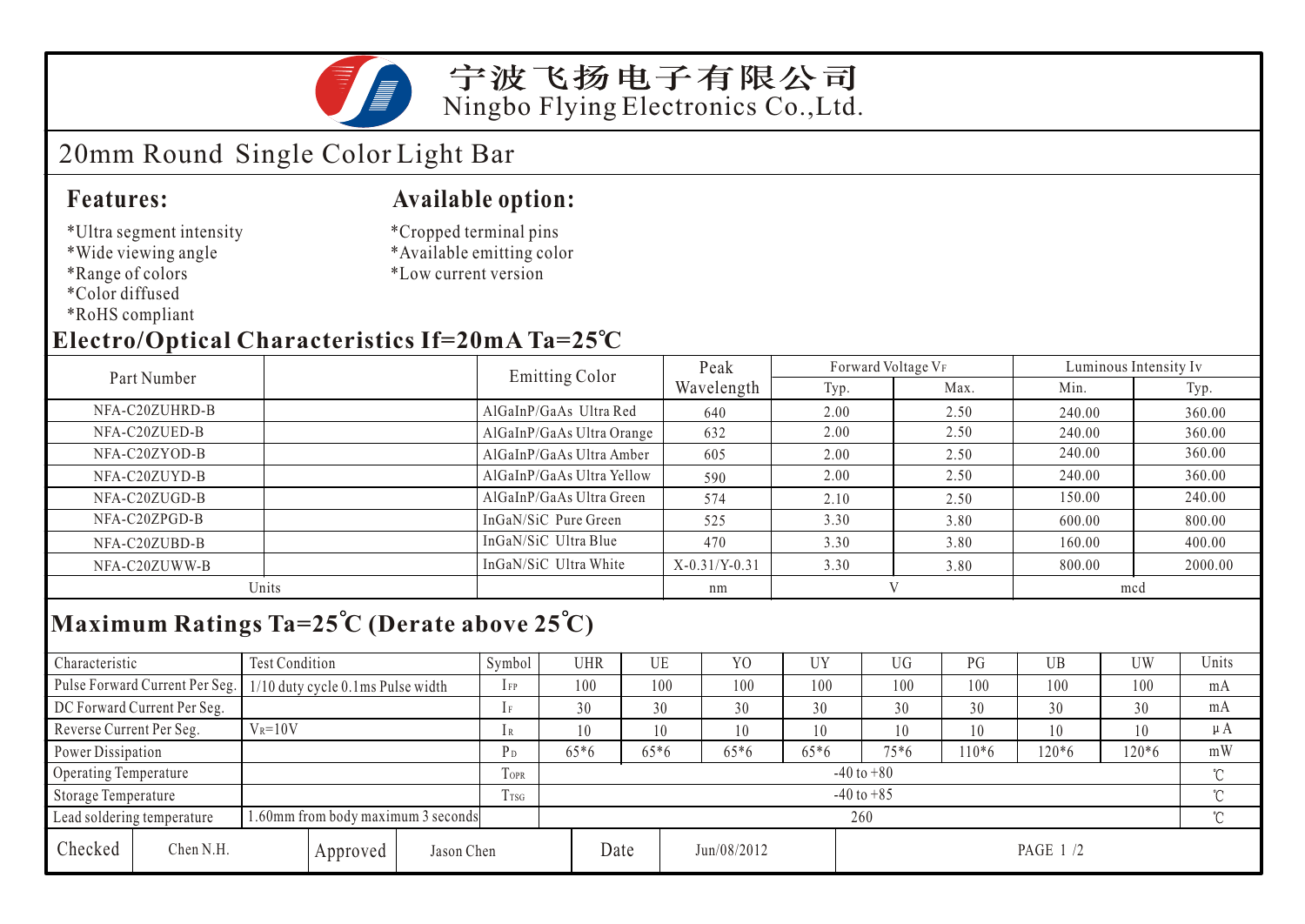# 宁波飞扬电子有限公司

Ningbo Flying Electronics Co.,Ltd.

## 20mm Round Single Color Light Bar

### Features:

- *Ultra segment intensity
- *Wide viewing angle
- *Range of colors
- *Color diffused
- *RoHS compliant

### Available option:

- *Cropped terminal pins
- *Available emitting color
- *Low current version

## Electro/Optical Characteristics If=20mA Ta=25℃

| Part Number | | Emitting Color | Peak Wavelength | Forward Voltage $V_F$ | | Luminous Intensity Iv | |
|---|---|---|---|---|---|---|---|
| | | | | Typ. | Max. | Min. | Typ. |
| NFA-C20ZUHRD-B | | AlGaInP/GaAs Ultra Red | 640 | 2.00 | 2.50 | 240.00 | 360.00 |
| NFA-C20ZUED-B | | AlGaInP/GaAs Ultra Orange | 632 | 2.00 | 2.50 | 240.00 | 360.00 |
| NFA-C20ZYOD-B | | AlGaInP/GaAs Ultra Amber | 605 | 2.00 | 2.50 | 240.00 | 360.00 |
| NFA-C20ZUYD-B | | AlGaInP/GaAs Ultra Yellow | 590 | 2.00 | 2.50 | 240.00 | 360.00 |
| NFA-C20ZUGD-B | | AlGaInP/GaAs Ultra Green | 574 | 2.10 | 2.50 | 150.00 | 240.00 |
| NFA-C20ZPGD-B | | InGaN/SiC Pure Green | 525 | 3.30 | 3.80 | 600.00 | 800.00 |
| NFA-C20ZUBD-B | | InGaN/SiC Ultra Blue | 470 | 3.30 | 3.80 | 160.00 | 400.00 |
| NFA-C20ZUWW-B | | InGaN/SiC Ultra White | X-0.31/Y-0.31 | 3.30 | 3.80 | 800.00 | 2000.00 |
| Units | | | nm | V | | mcd | |

## Maximum Ratings Ta=25℃ (Derate above 25℃)

| Characteristic | Test Condition | Symbol | UHR | UE | YO | UY | UG | PG | UB | UW | Units |
|---|---|---|---|---|---|---|---|---|---|---|---|
| Pulse Forward Current Per Seg. | 1/10 duty cycle 0.1ms Pulse width | $I_{FP}$ | 100 | 100 | 100 | 100 | 100 | 100 | 100 | 100 | mA |
| DC Forward Current Per Seg. | | $I_F$ | 30 | 30 | 30 | 30 | 30 | 30 | 30 | 30 | mA |
| Reverse Current Per Seg. | $V_R$=10V | $I_R$ | 10 | 10 | 10 | 10 | 10 | 10 | 10 | 10 | μA |
| Power Dissipation | | $P_D$ | 65*6 | 65*6 | 65*6 | 65*6 | 75*6 | 110*6 | 120*6 | 120*6 | mW |
| Operating Temperature | | $T_{OPR}$ | -40 to +80 | | | | | | | | ℃ |
| Storage Temperature | | $T_{TSG}$ | -40 to +85 | | | | | | | | ℃ |
| Lead soldering temperature | 1.60mm from body maximum 3 seconds | | 260 | | | | | | | | ℃ |

| Checked | Chen N.H. | Approved | Jason Chen | Date | Jun/08/2012 |
|---|---|---|---|---|---|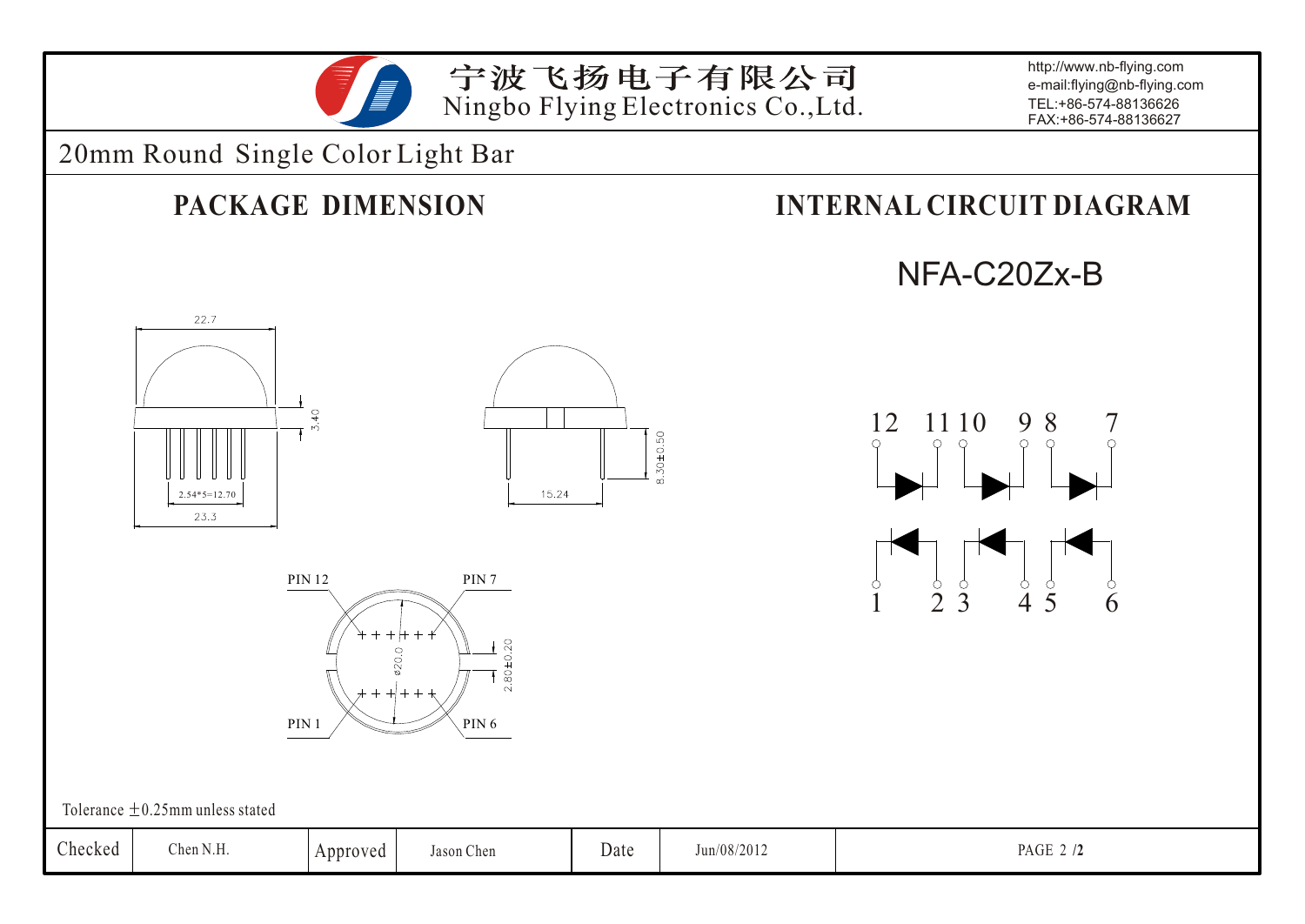宁波飞扬电子有限公司
Ningbo Flying Electronics Co.,Ltd.

http://www.nb-flying.com
e-mail:flying@nb-flying.com
TEL:+86-574-88136626
FAX:+86-574-88136627

## 20mm Round Single Color Light Bar

### PACKAGE DIMENSION

22.7

3.40

2.54*5=12.70

23.3

15.24

8.30±0.50

PIN 12

PIN 7

ϕ20.0

2.80±0.20

PIN 1

PIN 6

### INTERNAL CIRCUIT DIAGRAM

NFA-C20Zx-B

12 11 10 9 8 7

1 2 3 4 5 6

Tolerance ±0.25mm unless stated

| Checked | Chen N.H. | Approved | Jason Chen | Date | Jun/08/2012 | PAGE 2 /2 |
|---|---|---|---|---|---|---|